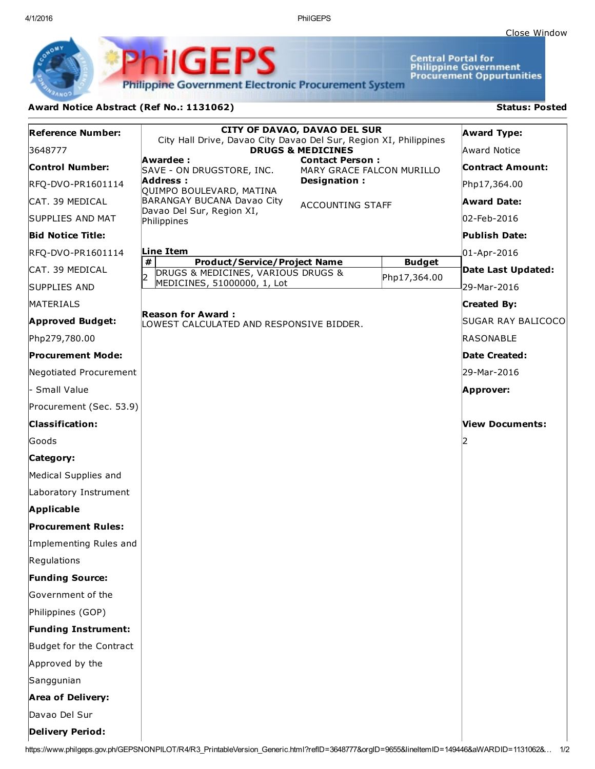Close Window

**PhilGEPS**

Philippine Government Electronic Procurement System

Central Portal for Philippine Government Procurement Oppurtunities

**Award Notice Abstract (Ref No.: 1131062)**

**Status: Posted**

**Reference Number:**
3648777

**Control Number:**
RFQ-DVO-PR1601114 CAT. 39 MEDICAL SUPPLIES AND MAT

**Bid Notice Title:**
RFQ-DVO-PR1601114 CAT. 39 MEDICAL SUPPLIES AND MATERIALS

**Approved Budget:**
Php279,780.00

**Procurement Mode:**
Negotiated Procurement - Small Value Procurement (Sec. 53.9)

**Classification:**
Goods

**Category:**
Medical Supplies and Laboratory Instrument

**Applicable Procurement Rules:**
Implementing Rules and Regulations

**Funding Source:**
Government of the Philippines (GOP)

**Funding Instrument:**
Budget for the Contract Approved by the Sanggunian

**Area of Delivery:**
Davao Del Sur

**Delivery Period:**

**CITY OF DAVAO, DAVAO DEL SUR**
City Hall Drive, Davao City Davao Del Sur, Region XI, Philippines
**DRUGS & MEDICINES**

**Awardee :**
SAVE - ON DRUGSTORE, INC.

**Address :**
QUIMPO BOULEVARD, MATINA BARANGAY BUCANA Davao City Davao Del Sur, Region XI, Philippines

**Contact Person :**
MARY GRACE FALCON MURILLO

**Designation :**
ACCOUNTING STAFF

**Line Item**

| # | Product/Service/Project Name | Budget |
|---|---|---|
| 2 | DRUGS & MEDICINES, VARIOUS DRUGS & MEDICINES, 51000000, 1, Lot | Php17,364.00 |

**Reason for Award :**
LOWEST CALCULATED AND RESPONSIVE BIDDER.

**Award Type:**
Award Notice

**Contract Amount:**
Php17,364.00

**Award Date:**
02-Feb-2016

**Publish Date:**
01-Apr-2016

**Date Last Updated:**
29-Mar-2016

**Created By:**
SUGAR RAY BALICOCO RASONABLE

**Date Created:**
29-Mar-2016

**Approver:**

**View Documents:**
2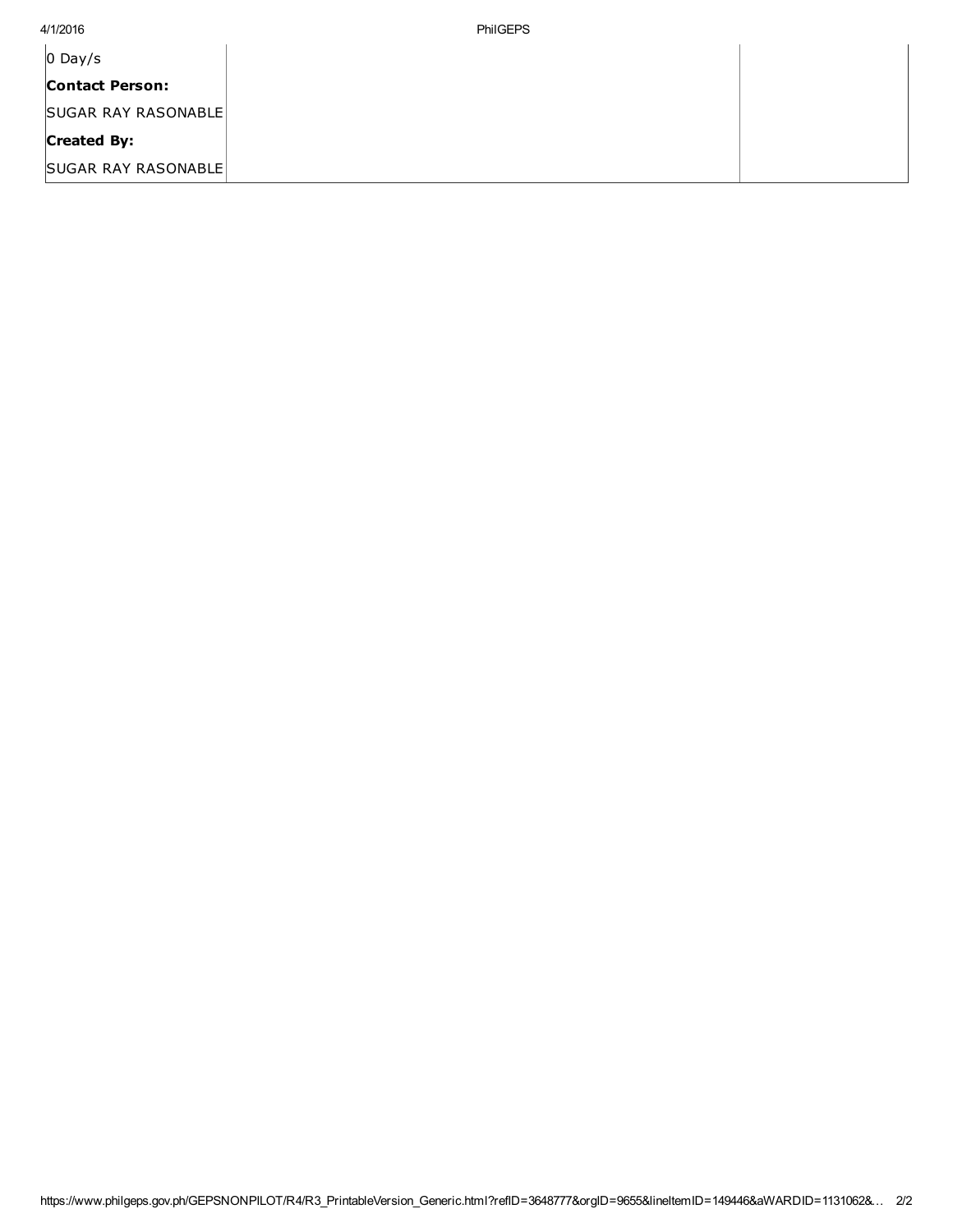| | | |
|---|---|---|
| 0 Day/s | | |
| **Contact Person:** | | |
| SUGAR RAY RASONABLE | | |
| **Created By:** | | |
| SUGAR RAY RASONABLE | | |